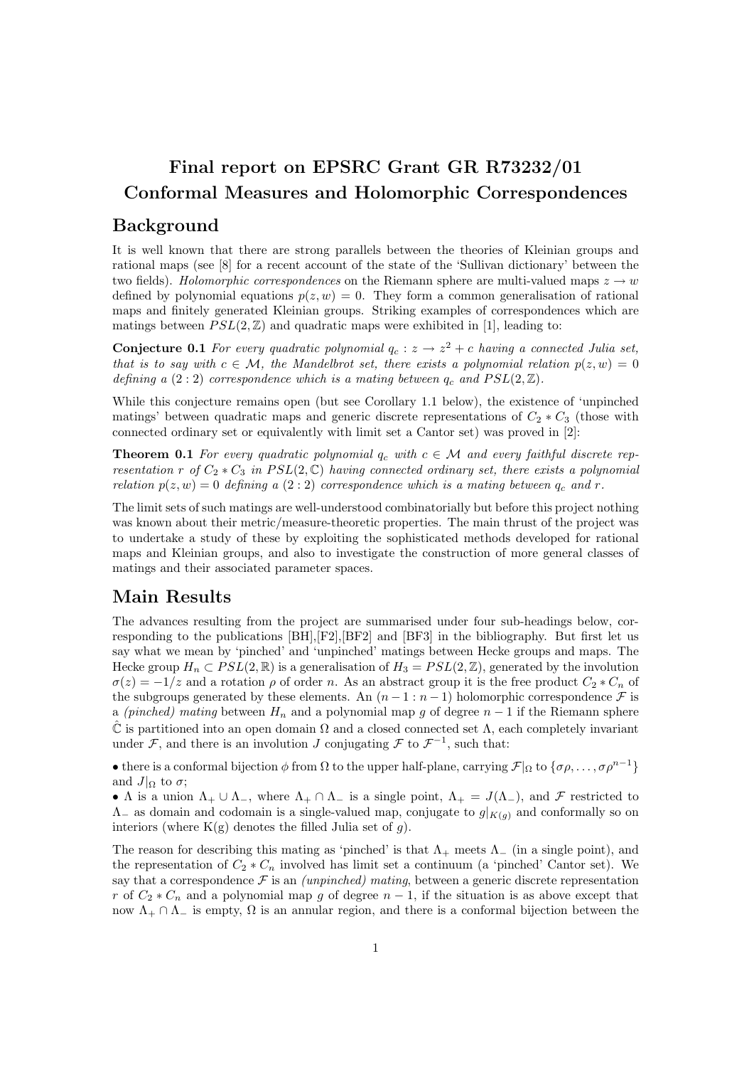# Final report on EPSRC Grant GR R73232/01
# Conformal Measures and Holomorphic Correspondences

## Background

It is well known that there are strong parallels between the theories of Kleinian groups and rational maps (see [8] for a recent account of the state of the 'Sullivan dictionary' between the two fields). *Holomorphic correspondences* on the Riemann sphere are multi-valued maps $z \to w$ defined by polynomial equations $p(z, w) = 0$. They form a common generalisation of rational maps and finitely generated Kleinian groups. Striking examples of correspondences which are matings between $PSL(2, \mathbb{Z})$ and quadratic maps were exhibited in [1], leading to:

**Conjecture 0.1** *For every quadratic polynomial $q_c : z \to z^2 + c$ having a connected Julia set, that is to say with $c \in \mathcal{M}$, the Mandelbrot set, there exists a polynomial relation $p(z, w) = 0$ defining a $(2 : 2)$ correspondence which is a mating between $q_c$ and $PSL(2, \mathbb{Z})$.*

While this conjecture remains open (but see Corollary 1.1 below), the existence of 'unpinched matings' between quadratic maps and generic discrete representations of $C_2 * C_3$ (those with connected ordinary set or equivalently with limit set a Cantor set) was proved in [2]:

**Theorem 0.1** *For every quadratic polynomial $q_c$ with $c \in \mathcal{M}$ and every faithful discrete representation $r$ of $C_2 * C_3$ in $PSL(2, \mathbb{C})$ having connected ordinary set, there exists a polynomial relation $p(z, w) = 0$ defining a $(2 : 2)$ correspondence which is a mating between $q_c$ and $r$.*

The limit sets of such matings are well-understood combinatorially but before this project nothing was known about their metric/measure-theoretic properties. The main thrust of the project was to undertake a study of these by exploiting the sophisticated methods developed for rational maps and Kleinian groups, and also to investigate the construction of more general classes of matings and their associated parameter spaces.

## Main Results

The advances resulting from the project are summarised under four sub-headings below, corresponding to the publications [BH],[F2],[BF2] and [BF3] in the bibliography. But first let us say what we mean by 'pinched' and 'unpinched' matings between Hecke groups and maps. The Hecke group $H_n \subset PSL(2, \mathbb{R})$ is a generalisation of $H_3 = PSL(2, \mathbb{Z})$, generated by the involution $\sigma(z) = -1/z$ and a rotation $\rho$ of order $n$. As an abstract group it is the free product $C_2 * C_n$ of the subgroups generated by these elements. An $(n - 1 : n - 1)$ holomorphic correspondence $\mathcal{F}$ is a *(pinched) mating* between $H_n$ and a polynomial map $g$ of degree $n - 1$ if the Riemann sphere $\hat{\mathbb{C}}$ is partitioned into an open domain $\Omega$ and a closed connected set $\Lambda$, each completely invariant under $\mathcal{F}$, and there is an involution $J$ conjugating $\mathcal{F}$ to $\mathcal{F}^{-1}$, such that:

- there is a conformal bijection $\phi$ from $\Omega$ to the upper half-plane, carrying $\mathcal{F}|_\Omega$ to $\{\sigma\rho, \ldots, \sigma\rho^{n-1}\}$ and $J|_\Omega$ to $\sigma$;
- $\Lambda$ is a union $\Lambda_+ \cup \Lambda_-$, where $\Lambda_+ \cap \Lambda_-$ is a single point, $\Lambda_+ = J(\Lambda_-)$, and $\mathcal{F}$ restricted to $\Lambda_-$ as domain and codomain is a single-valued map, conjugate to $g|_{K(g)}$ and conformally so on interiors (where K(g) denotes the filled Julia set of $g$).

The reason for describing this mating as 'pinched' is that $\Lambda_+$ meets $\Lambda_-$ (in a single point), and the representation of $C_2 * C_n$ involved has limit set a continuum (a 'pinched' Cantor set). We say that a correspondence $\mathcal{F}$ is an *(unpinched) mating*, between a generic discrete representation $r$ of $C_2 * C_n$ and a polynomial map $g$ of degree $n - 1$, if the situation is as above except that now $\Lambda_+ \cap \Lambda_-$ is empty, $\Omega$ is an annular region, and there is a conformal bijection between the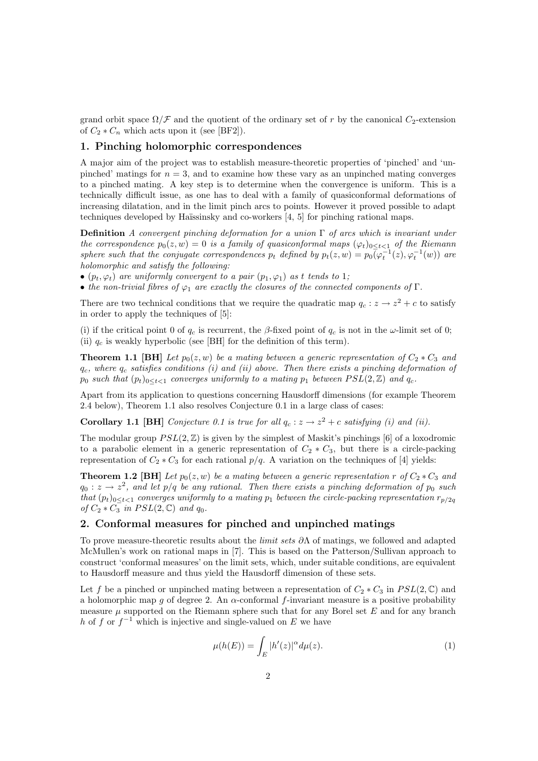grand orbit space $\Omega/\mathcal{F}$ and the quotient of the ordinary set of $r$ by the canonical $C_2$-extension of $C_2 * C_n$ which acts upon it (see [BF2]).

## 1. Pinching holomorphic correspondences

A major aim of the project was to establish measure-theoretic properties of 'pinched' and 'unpinched' matings for $n = 3$, and to examine how these vary as an unpinched mating converges to a pinched mating. A key step is to determine when the convergence is uniform. This is a technically difficult issue, as one has to deal with a family of quasiconformal deformations of increasing dilatation, and in the limit pinch arcs to points. However it proved possible to adapt techniques developed by Haïssinsky and co-workers [4, 5] for pinching rational maps.

**Definition** *A convergent pinching deformation for a union $\Gamma$ of arcs which is invariant under the correspondence $p_0(z, w) = 0$ is a family of quasiconformal maps $(\varphi_t)_{0\leq t<1}$ of the Riemann sphere such that the conjugate correspondences $p_t$ defined by $p_t(z, w) = p_0(\varphi_t^{-1}(z), \varphi_t^{-1}(w))$ are holomorphic and satisfy the following:*

- *$(p_t, \varphi_t)$ are uniformly convergent to a pair $(p_1, \varphi_1)$ as $t$ tends to 1;*
- *the non-trivial fibres of $\varphi_1$ are exactly the closures of the connected components of $\Gamma$.*

There are two technical conditions that we require the quadratic map $q_c : z \to z^2 + c$ to satisfy in order to apply the techniques of [5]:

(i) if the critical point 0 of $q_c$ is recurrent, the $\beta$-fixed point of $q_c$ is not in the $\omega$-limit set of 0;
(ii) $q_c$ is weakly hyperbolic (see [BH] for the definition of this term).

**Theorem 1.1 [BH]** *Let $p_0(z, w)$ be a mating between a generic representation of $C_2 * C_3$ and $q_c$, where $q_c$ satisfies conditions (i) and (ii) above. Then there exists a pinching deformation of $p_0$ such that $(p_t)_{0\leq t<1}$ converges uniformly to a mating $p_1$ between $PSL(2, \mathbb{Z})$ and $q_c$.*

Apart from its application to questions concerning Hausdorff dimensions (for example Theorem 2.4 below), Theorem 1.1 also resolves Conjecture 0.1 in a large class of cases:

**Corollary 1.1 [BH]** *Conjecture 0.1 is true for all $q_c : z \to z^2 + c$ satisfying (i) and (ii).*

The modular group $PSL(2, \mathbb{Z})$ is given by the simplest of Maskit's pinchings [6] of a loxodromic to a parabolic element in a generic representation of $C_2 * C_3$, but there is a circle-packing representation of $C_2 * C_3$ for each rational $p/q$. A variation on the techniques of [4] yields:

**Theorem 1.2 [BH]** *Let $p_0(z, w)$ be a mating between a generic representation $r$ of $C_2 * C_3$ and $q_0 : z \to z^2$, and let $p/q$ be any rational. Then there exists a pinching deformation of $p_0$ such that $(p_t)_{0\leq t<1}$ converges uniformly to a mating $p_1$ between the circle-packing representation $r_{p/2q}$ of $C_2 * C_3$ in $PSL(2, \mathbb{C})$ and $q_0$.*

## 2. Conformal measures for pinched and unpinched matings

To prove measure-theoretic results about the *limit sets* $\partial\Lambda$ of matings, we followed and adapted McMullen's work on rational maps in [7]. This is based on the Patterson/Sullivan approach to construct 'conformal measures' on the limit sets, which, under suitable conditions, are equivalent to Hausdorff measure and thus yield the Hausdorff dimension of these sets.

Let $f$ be a pinched or unpinched mating between a representation of $C_2 * C_3$ in $PSL(2, \mathbb{C})$ and a holomorphic map $g$ of degree 2. An $\alpha$-conformal $f$-invariant measure is a positive probability measure $\mu$ supported on the Riemann sphere such that for any Borel set $E$ and for any branch $h$ of $f$ or $f^{-1}$ which is injective and single-valued on $E$ we have

$$\mu(h(E)) = \int_E |h'(z)|^\alpha d\mu(z). \tag{1}$$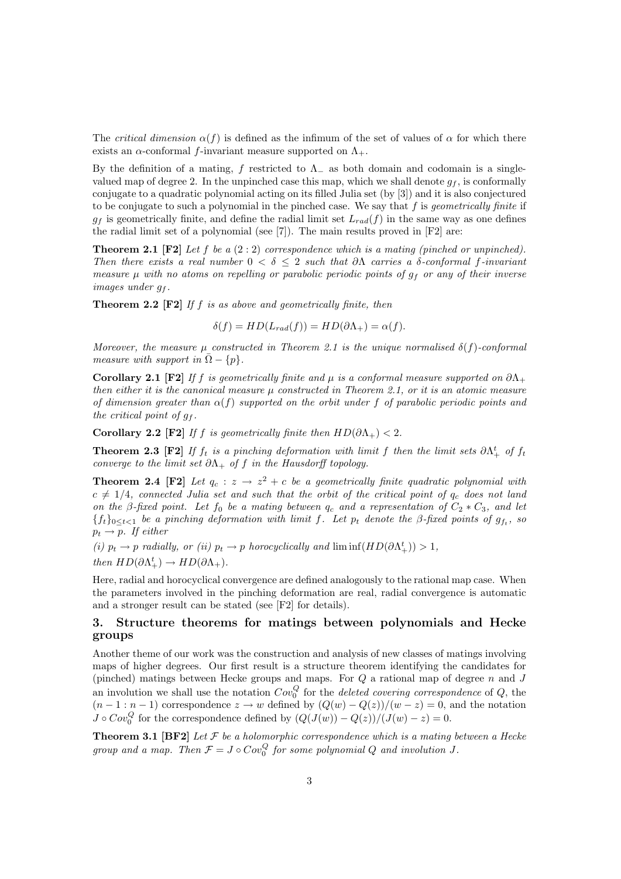The *critical dimension* $\alpha(f)$ is defined as the infimum of the set of values of $\alpha$ for which there exists an $\alpha$-conformal $f$-invariant measure supported on $\Lambda_+$.

By the definition of a mating, $f$ restricted to $\Lambda_-$ as both domain and codomain is a single-valued map of degree 2. In the unpinched case this map, which we shall denote $g_f$, is conformally conjugate to a quadratic polynomial acting on its filled Julia set (by [3]) and it is also conjectured to be conjugate to such a polynomial in the pinched case. We say that $f$ is *geometrically finite* if $g_f$ is geometrically finite, and define the radial limit set $L_{rad}(f)$ in the same way as one defines the radial limit set of a polynomial (see [7]). The main results proved in [F2] are:

**Theorem 2.1 [F2]** *Let $f$ be a $(2:2)$ correspondence which is a mating (pinched or unpinched). Then there exists a real number $0 < \delta \leq 2$ such that $\partial\Lambda$ carries a $\delta$-conformal $f$-invariant measure $\mu$ with no atoms on repelling or parabolic periodic points of $g_f$ or any of their inverse images under $g_f$.*

**Theorem 2.2 [F2]** *If $f$ is as above and geometrically finite, then*

$$\delta(f) = HD(L_{rad}(f)) = HD(\partial\Lambda_+) = \alpha(f).$$

*Moreover, the measure $\mu$ constructed in Theorem 2.1 is the unique normalised $\delta(f)$-conformal measure with support in $\bar{\Omega} - \{p\}$.*

**Corollary 2.1 [F2]** *If $f$ is geometrically finite and $\mu$ is a conformal measure supported on $\partial\Lambda_+$ then either it is the canonical measure $\mu$ constructed in Theorem 2.1, or it is an atomic measure of dimension greater than $\alpha(f)$ supported on the orbit under $f$ of parabolic periodic points and the critical point of $g_f$.*

**Corollary 2.2 [F2]** *If $f$ is geometrically finite then $HD(\partial\Lambda_+) < 2$.*

**Theorem 2.3 [F2]** *If $f_t$ is a pinching deformation with limit $f$ then the limit sets $\partial\Lambda_+^t$ of $f_t$ converge to the limit set $\partial\Lambda_+$ of $f$ in the Hausdorff topology.*

**Theorem 2.4 [F2]** *Let $q_c : z \to z^2 + c$ be a geometrically finite quadratic polynomial with $c \neq 1/4$, connected Julia set and such that the orbit of the critical point of $q_c$ does not land on the $\beta$-fixed point. Let $f_0$ be a mating between $q_c$ and a representation of $C_2 * C_3$, and let $\{f_t\}_{0\leq t<1}$ be a pinching deformation with limit $f$. Let $p_t$ denote the $\beta$-fixed points of $g_{f_t}$, so $p_t \to p$. If either*

*(i) $p_t \to p$ radially, or (ii) $p_t \to p$ horocyclically and $\liminf(HD(\partial\Lambda_+^t)) > 1$,*

*then $HD(\partial\Lambda_+^t) \to HD(\partial\Lambda_+)$.*

Here, radial and horocyclical convergence are defined analogously to the rational map case. When the parameters involved in the pinching deformation are real, radial convergence is automatic and a stronger result can be stated (see [F2] for details).

## 3. Structure theorems for matings between polynomials and Hecke groups

Another theme of our work was the construction and analysis of new classes of matings involving maps of higher degrees. Our first result is a structure theorem identifying the candidates for (pinched) matings between Hecke groups and maps. For $Q$ a rational map of degree $n$ and $J$ an involution we shall use the notation $Cov_0^Q$ for the *deleted covering correspondence* of $Q$, the $(n-1:n-1)$ correspondence $z \to w$ defined by $(Q(w) - Q(z))/(w - z) = 0$, and the notation $J \circ Cov_0^Q$ for the correspondence defined by $(Q(J(w)) - Q(z))/(J(w) - z) = 0$.

**Theorem 3.1 [BF2]** *Let $\mathcal{F}$ be a holomorphic correspondence which is a mating between a Hecke group and a map. Then $\mathcal{F} = J \circ Cov_0^Q$ for some polynomial $Q$ and involution $J$.*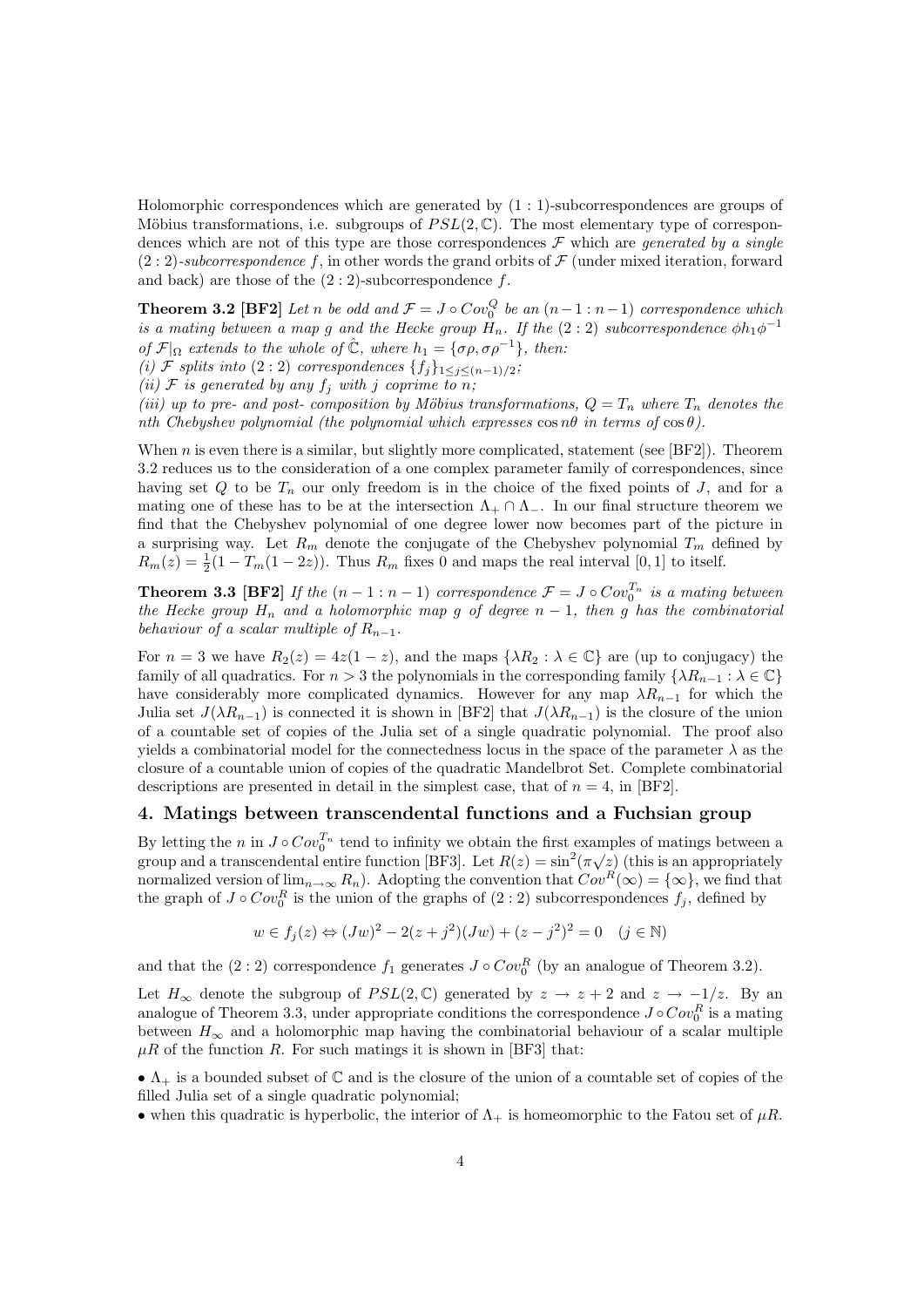Holomorphic correspondences which are generated by $(1:1)$-subcorrespondences are groups of Möbius transformations, i.e. subgroups of $PSL(2,\mathbb{C})$. The most elementary type of correspondences which are not of this type are those correspondences $\mathcal{F}$ which are *generated by a single* $(2:2)$*-subcorrespondence* $f$, in other words the grand orbits of $\mathcal{F}$ (under mixed iteration, forward and back) are those of the $(2:2)$-subcorrespondence $f$.

**Theorem 3.2 [BF2]** *Let $n$ be odd and $\mathcal{F} = J \circ Cov_0^Q$ be an $(n-1:n-1)$ correspondence which is a mating between a map $g$ and the Hecke group $H_n$. If the $(2:2)$ subcorrespondence $\phi h_1 \phi^{-1}$ of $\mathcal{F}|_\Omega$ extends to the whole of $\hat{\mathbb{C}}$, where $h_1 = \{\sigma\rho, \sigma\rho^{-1}\}$, then:*
*(i) $\mathcal{F}$ splits into $(2:2)$ correspondences $\{f_j\}_{1\le j \le (n-1)/2}$;*
*(ii) $\mathcal{F}$ is generated by any $f_j$ with $j$ coprime to $n$;*
*(iii) up to pre- and post- composition by Möbius transformations, $Q = T_n$ where $T_n$ denotes the $n$th Chebyshev polynomial (the polynomial which expresses $\cos n\theta$ in terms of $\cos\theta$).*

When $n$ is even there is a similar, but slightly more complicated, statement (see [BF2]). Theorem 3.2 reduces us to the consideration of a one complex parameter family of correspondences, since having set $Q$ to be $T_n$ our only freedom is in the choice of the fixed points of $J$, and for a mating one of these has to be at the intersection $\Lambda_+ \cap \Lambda_-$. In our final structure theorem we find that the Chebyshev polynomial of one degree lower now becomes part of the picture in a surprising way. Let $R_m$ denote the conjugate of the Chebyshev polynomial $T_m$ defined by $R_m(z) = \frac{1}{2}(1 - T_m(1-2z))$. Thus $R_m$ fixes 0 and maps the real interval $[0,1]$ to itself.

**Theorem 3.3 [BF2]** *If the $(n-1:n-1)$ correspondence $\mathcal{F} = J \circ Cov_0^{T_n}$ is a mating between the Hecke group $H_n$ and a holomorphic map $g$ of degree $n-1$, then $g$ has the combinatorial behaviour of a scalar multiple of $R_{n-1}$.*

For $n = 3$ we have $R_2(z) = 4z(1-z)$, and the maps $\{\lambda R_2 : \lambda \in \mathbb{C}\}$ are (up to conjugacy) the family of all quadratics. For $n > 3$ the polynomials in the corresponding family $\{\lambda R_{n-1} : \lambda \in \mathbb{C}\}$ have considerably more complicated dynamics. However for any map $\lambda R_{n-1}$ for which the Julia set $J(\lambda R_{n-1})$ is connected it is shown in [BF2] that $J(\lambda R_{n-1})$ is the closure of the union of a countable set of copies of the Julia set of a single quadratic polynomial. The proof also yields a combinatorial model for the connectedness locus in the space of the parameter $\lambda$ as the closure of a countable union of copies of the quadratic Mandelbrot Set. Complete combinatorial descriptions are presented in detail in the simplest case, that of $n = 4$, in [BF2].

## 4. Matings between transcendental functions and a Fuchsian group

By letting the $n$ in $J \circ Cov_0^{T_n}$ tend to infinity we obtain the first examples of matings between a group and a transcendental entire function [BF3]. Let $R(z) = \sin^2(\pi\sqrt{z})$ (this is an appropriately normalized version of $\lim_{n\to\infty} R_n$). Adopting the convention that $Cov^R(\infty) = \{\infty\}$, we find that the graph of $J \circ Cov_0^R$ is the union of the graphs of $(2:2)$ subcorrespondences $f_j$, defined by

$$w \in f_j(z) \Leftrightarrow (Jw)^2 - 2(z + j^2)(Jw) + (z - j^2)^2 = 0 \quad (j \in \mathbb{N})$$

and that the $(2:2)$ correspondence $f_1$ generates $J \circ Cov_0^R$ (by an analogue of Theorem 3.2).

Let $H_\infty$ denote the subgroup of $PSL(2,\mathbb{C})$ generated by $z \to z+2$ and $z \to -1/z$. By an analogue of Theorem 3.3, under appropriate conditions the correspondence $J \circ Cov_0^R$ is a mating between $H_\infty$ and a holomorphic map having the combinatorial behaviour of a scalar multiple $\mu R$ of the function $R$. For such matings it is shown in [BF3] that:

- $\Lambda_+$ is a bounded subset of $\mathbb{C}$ and is the closure of the union of a countable set of copies of the filled Julia set of a single quadratic polynomial;
- when this quadratic is hyperbolic, the interior of $\Lambda_+$ is homeomorphic to the Fatou set of $\mu R$.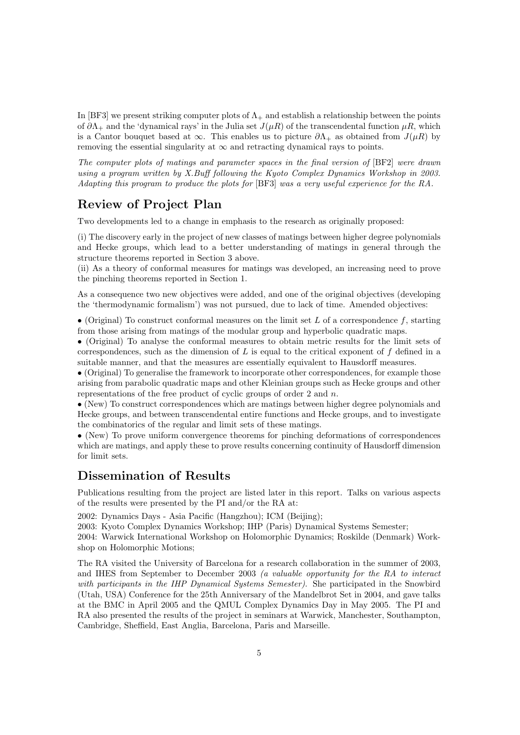In [BF3] we present striking computer plots of $\Lambda_+$ and establish a relationship between the points of $\partial\Lambda_+$ and the 'dynamical rays' in the Julia set $J(\mu R)$ of the transcendental function $\mu R$, which is a Cantor bouquet based at $\infty$. This enables us to picture $\partial\Lambda_+$ as obtained from $J(\mu R)$ by removing the essential singularity at $\infty$ and retracting dynamical rays to points.

*The computer plots of matings and parameter spaces in the final version of* [BF2] *were drawn using a program written by X.Buff following the Kyoto Complex Dynamics Workshop in 2003. Adapting this program to produce the plots for* [BF3] *was a very useful experience for the RA.*

## Review of Project Plan

Two developments led to a change in emphasis to the research as originally proposed:

(i) The discovery early in the project of new classes of matings between higher degree polynomials and Hecke groups, which lead to a better understanding of matings in general through the structure theorems reported in Section 3 above.
(ii) As a theory of conformal measures for matings was developed, an increasing need to prove the pinching theorems reported in Section 1.

As a consequence two new objectives were added, and one of the original objectives (developing the 'thermodynamic formalism') was not pursued, due to lack of time. Amended objectives:

• (Original) To construct conformal measures on the limit set $L$ of a correspondence $f$, starting from those arising from matings of the modular group and hyperbolic quadratic maps.

• (Original) To analyse the conformal measures to obtain metric results for the limit sets of correspondences, such as the dimension of $L$ is equal to the critical exponent of $f$ defined in a suitable manner, and that the measures are essentially equivalent to Hausdorff measures.

• (Original) To generalise the framework to incorporate other correspondences, for example those arising from parabolic quadratic maps and other Kleinian groups such as Hecke groups and other representations of the free product of cyclic groups of order 2 and $n$.

• (New) To construct correspondences which are matings between higher degree polynomials and Hecke groups, and between transcendental entire functions and Hecke groups, and to investigate the combinatorics of the regular and limit sets of these matings.

• (New) To prove uniform convergence theorems for pinching deformations of correspondences which are matings, and apply these to prove results concerning continuity of Hausdorff dimension for limit sets.

## Dissemination of Results

Publications resulting from the project are listed later in this report. Talks on various aspects of the results were presented by the PI and/or the RA at:

2002: Dynamics Days - Asia Pacific (Hangzhou); ICM (Beijing);
2003: Kyoto Complex Dynamics Workshop; IHP (Paris) Dynamical Systems Semester;
2004: Warwick International Workshop on Holomorphic Dynamics; Roskilde (Denmark) Workshop on Holomorphic Motions;

The RA visited the University of Barcelona for a research collaboration in the summer of 2003, and IHES from September to December 2003 *(a valuable opportunity for the RA to interact with participants in the IHP Dynamical Systems Semester)*. She participated in the Snowbird (Utah, USA) Conference for the 25th Anniversary of the Mandelbrot Set in 2004, and gave talks at the BMC in April 2005 and the QMUL Complex Dynamics Day in May 2005. The PI and RA also presented the results of the project in seminars at Warwick, Manchester, Southampton, Cambridge, Sheffield, East Anglia, Barcelona, Paris and Marseille.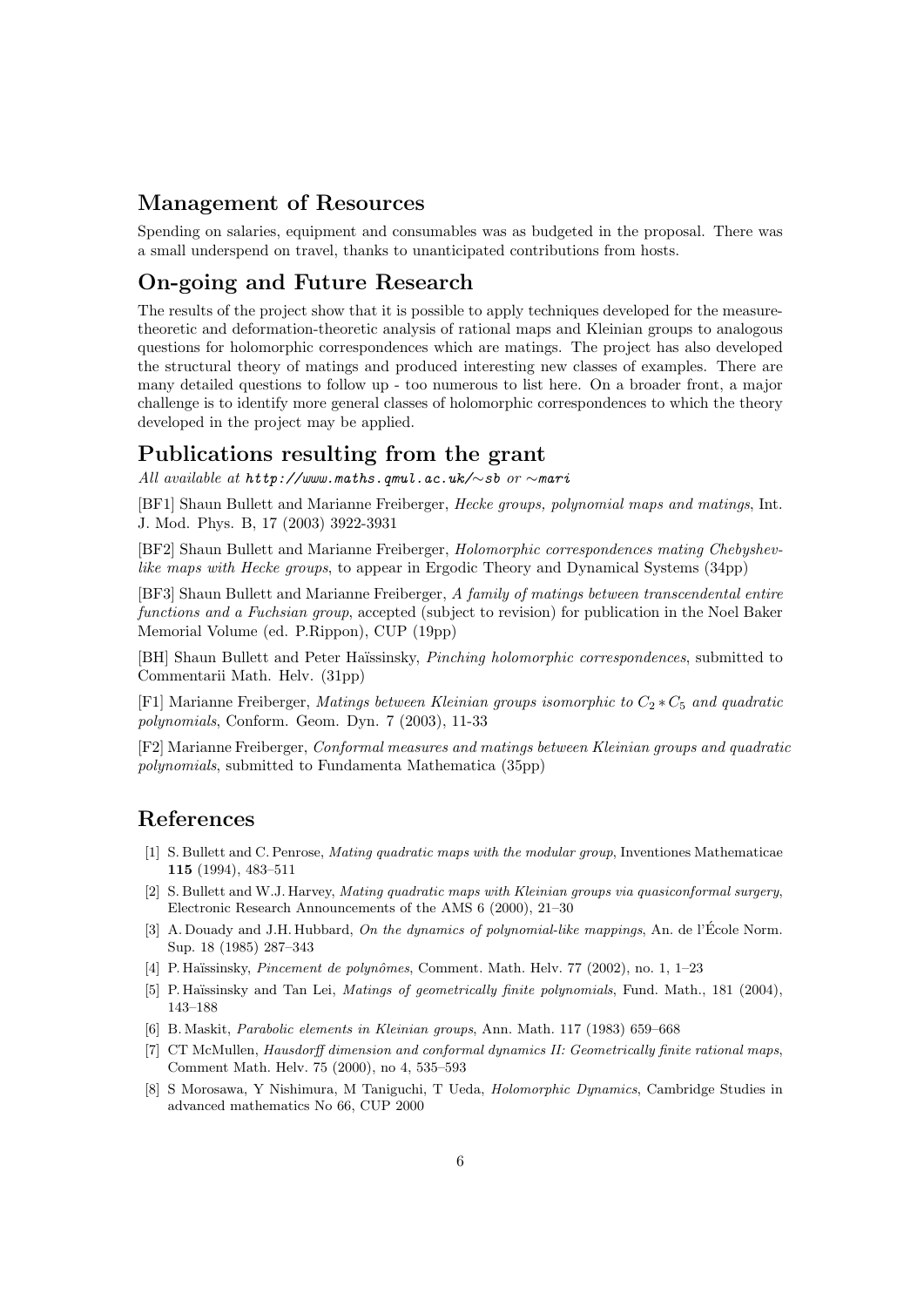## Management of Resources

Spending on salaries, equipment and consumables was as budgeted in the proposal. There was a small underspend on travel, thanks to unanticipated contributions from hosts.

## On-going and Future Research

The results of the project show that it is possible to apply techniques developed for the measure-theoretic and deformation-theoretic analysis of rational maps and Kleinian groups to analogous questions for holomorphic correspondences which are matings. The project has also developed the structural theory of matings and produced interesting new classes of examples. There are many detailed questions to follow up - too numerous to list here. On a broader front, a major challenge is to identify more general classes of holomorphic correspondences to which the theory developed in the project may be applied.

## Publications resulting from the grant

*All available at* ***http://www.maths.qmul.ac.uk/∼sb*** *or* ***∼mari***

[BF1] Shaun Bullett and Marianne Freiberger, *Hecke groups, polynomial maps and matings*, Int. J. Mod. Phys. B, 17 (2003) 3922-3931

[BF2] Shaun Bullett and Marianne Freiberger, *Holomorphic correspondences mating Chebyshev-like maps with Hecke groups*, to appear in Ergodic Theory and Dynamical Systems (34pp)

[BF3] Shaun Bullett and Marianne Freiberger, *A family of matings between transcendental entire functions and a Fuchsian group*, accepted (subject to revision) for publication in the Noel Baker Memorial Volume (ed. P.Rippon), CUP (19pp)

[BH] Shaun Bullett and Peter Haïssinsky, *Pinching holomorphic correspondences*, submitted to Commentarii Math. Helv. (31pp)

[F1] Marianne Freiberger, *Matings between Kleinian groups isomorphic to $C_2 * C_5$ and quadratic polynomials*, Conform. Geom. Dyn. 7 (2003), 11-33

[F2] Marianne Freiberger, *Conformal measures and matings between Kleinian groups and quadratic polynomials*, submitted to Fundamenta Mathematica (35pp)

## References

[1] S. Bullett and C. Penrose, *Mating quadratic maps with the modular group*, Inventiones Mathematicae **115** (1994), 483–511

[2] S. Bullett and W.J. Harvey, *Mating quadratic maps with Kleinian groups via quasiconformal surgery*, Electronic Research Announcements of the AMS 6 (2000), 21–30

[3] A. Douady and J.H. Hubbard, *On the dynamics of polynomial-like mappings*, An. de l'École Norm. Sup. 18 (1985) 287–343

[4] P. Haïssinsky, *Pincement de polynômes*, Comment. Math. Helv. 77 (2002), no. 1, 1–23

[5] P. Haïssinsky and Tan Lei, *Matings of geometrically finite polynomials*, Fund. Math., 181 (2004), 143–188

[6] B. Maskit, *Parabolic elements in Kleinian groups*, Ann. Math. 117 (1983) 659–668

[7] CT McMullen, *Hausdorff dimension and conformal dynamics II: Geometrically finite rational maps*, Comment Math. Helv. 75 (2000), no 4, 535–593

[8] S Morosawa, Y Nishimura, M Taniguchi, T Ueda, *Holomorphic Dynamics*, Cambridge Studies in advanced mathematics No 66, CUP 2000